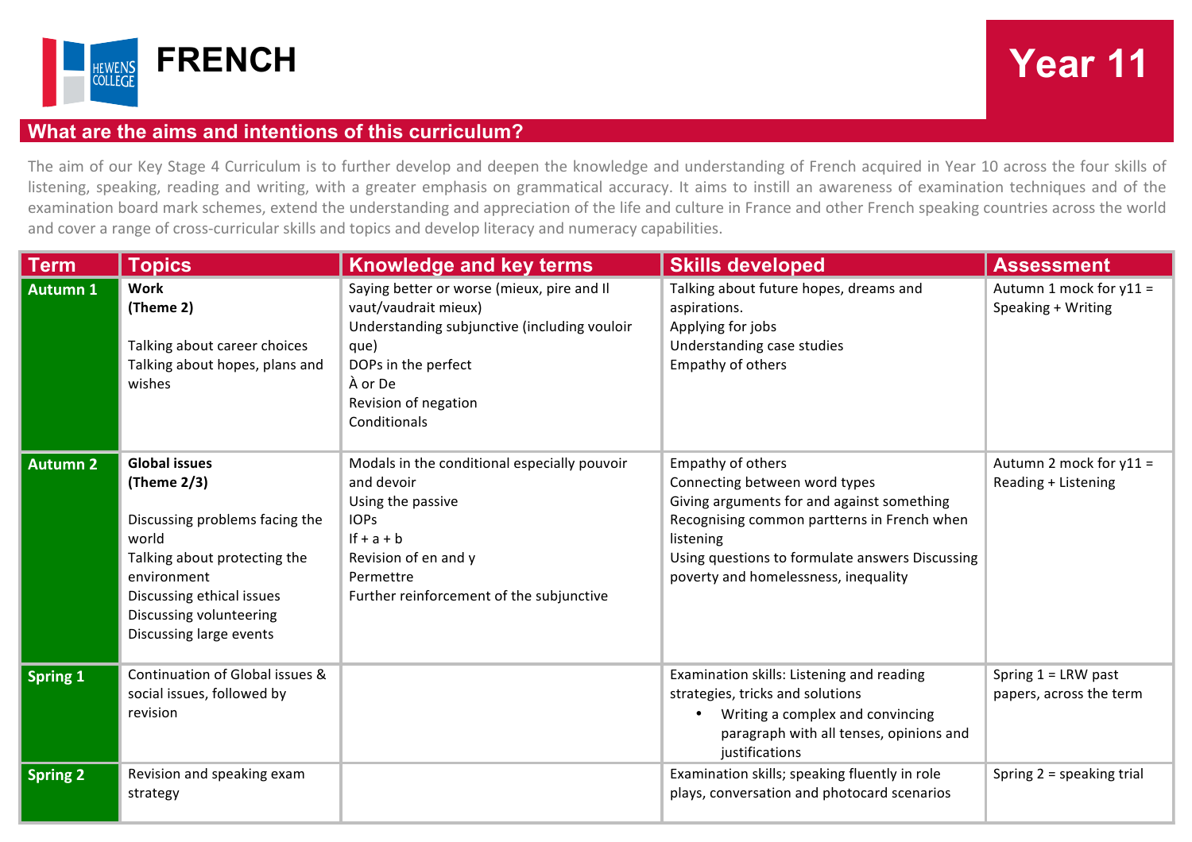# FRENCH

# Year 11

## What are the aims and intentions of this curriculum?

The aim of our Key Stage 4 Curriculum is to further develop and deepen the knowledge and understanding of French acquired in Year 10 across the four skills of listening, speaking, reading and writing, with a greater emphasis on grammatical accuracy. It aims to instill an awareness of examination techniques and of the examination board mark schemes, extend the understanding and appreciation of the life and culture in France and other French speaking countries across the world and cover a range of cross-curricular skills and topics and develop literacy and numeracy capabilities.

| Term | Topics | Knowledge and key terms | Skills developed | Assessment |
|---|---|---|---|---|
| **Autumn 1** | **Work (Theme 2)**<br><br>Talking about career choices<br>Talking about hopes, plans and wishes | Saying better or worse (mieux, pire and Il vaut/vaudrait mieux)<br>Understanding subjunctive (including vouloir que)<br>DOPs in the perfect<br>À or De<br>Revision of negation<br>Conditionals | Talking about future hopes, dreams and aspirations.<br>Applying for jobs<br>Understanding case studies<br>Empathy of others | Autumn 1 mock for y11 = Speaking + Writing |
| **Autumn 2** | **Global issues (Theme 2/3)**<br><br>Discussing problems facing the world<br>Talking about protecting the environment<br>Discussing ethical issues<br>Discussing volunteering<br>Discussing large events | Modals in the conditional especially pouvoir and devoir<br>Using the passive<br>IOPs<br>If + a + b<br>Revision of en and y<br>Permettre<br>Further reinforcement of the subjunctive | Empathy of others<br>Connecting between word types<br>Giving arguments for and against something<br>Recognising common partterns in French when listening<br>Using questions to formulate answers Discussing poverty and homelessness, inequality | Autumn 2 mock for y11 = Reading + Listening |
| **Spring 1** | Continuation of Global issues & social issues, followed by revision | | Examination skills: Listening and reading strategies, tricks and solutions<br>• Writing a complex and convincing paragraph with all tenses, opinions and justifications | Spring 1 = LRW past papers, across the term |
| **Spring 2** | Revision and speaking exam strategy | | Examination skills; speaking fluently in role plays, conversation and photocard scenarios | Spring 2 = speaking trial |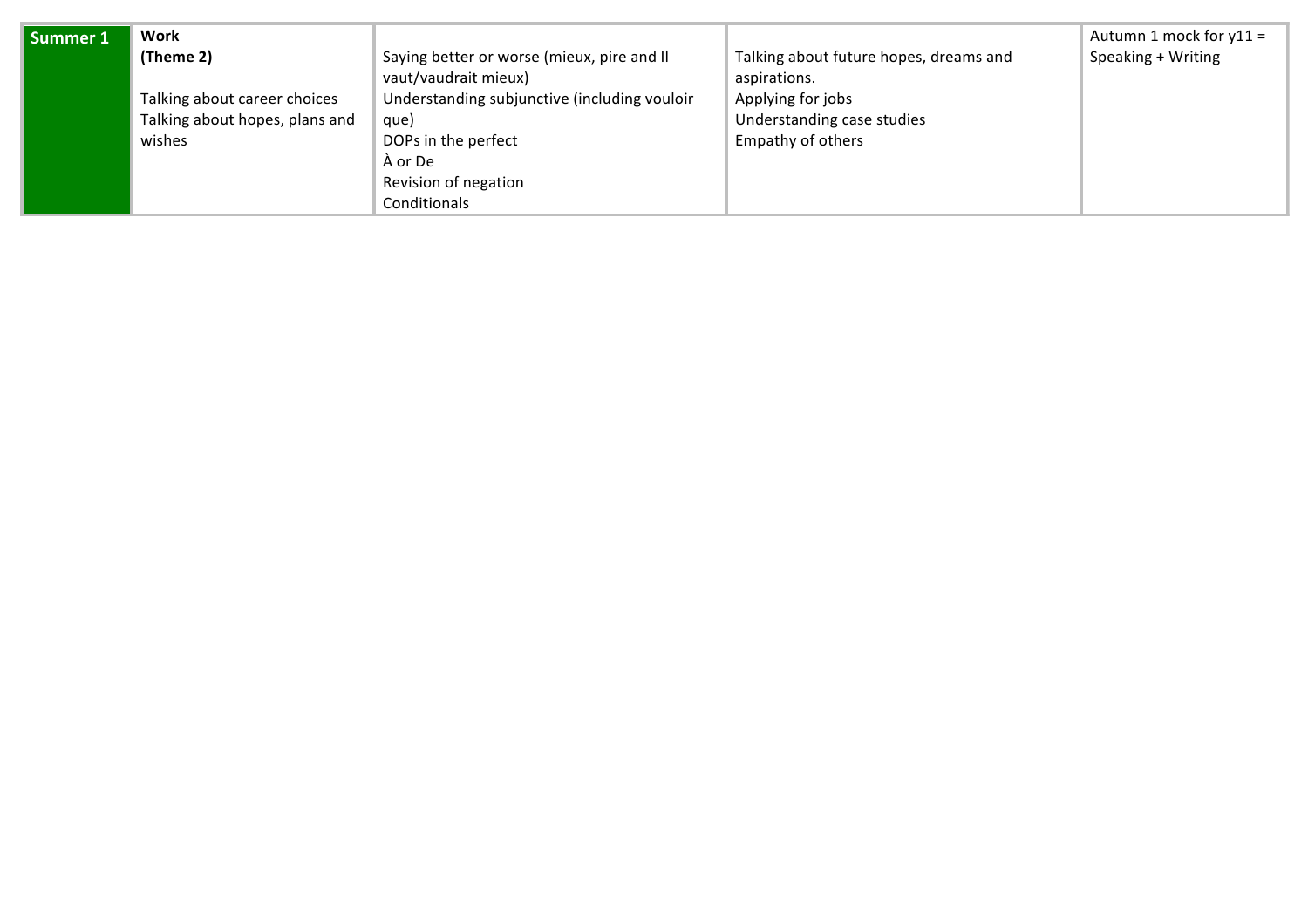| | | | | |
|---|---|---|---|---|
| **Summer 1** | **Work**<br>**(Theme 2)**<br><br>Talking about career choices<br>Talking about hopes, plans and wishes | Saying better or worse (mieux, pire and Il vaut/vaudrait mieux)<br>Understanding subjunctive (including vouloir que)<br>DOPs in the perfect<br>À or De<br>Revision of negation<br>Conditionals | Talking about future hopes, dreams and aspirations.<br>Applying for jobs<br>Understanding case studies<br>Empathy of others | Autumn 1 mock for y11 = Speaking + Writing |